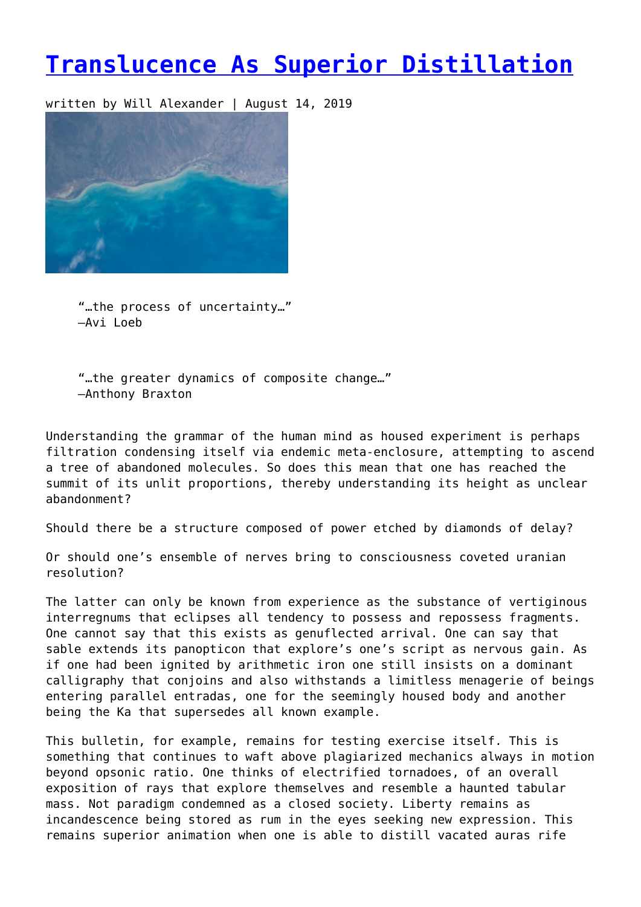# Translucence As Superior Distillation

written by Will Alexander | August 14, 2019

> "…the process of uncertainty…"
> —Avi Loeb

> "…the greater dynamics of composite change…"
> —Anthony Braxton

Understanding the grammar of the human mind as housed experiment is perhaps filtration condensing itself via endemic meta-enclosure, attempting to ascend a tree of abandoned molecules. So does this mean that one has reached the summit of its unlit proportions, thereby understanding its height as unclear abandonment?

Should there be a structure composed of power etched by diamonds of delay?

Or should one's ensemble of nerves bring to consciousness coveted uranian resolution?

The latter can only be known from experience as the substance of vertiginous interregnums that eclipses all tendency to possess and repossess fragments. One cannot say that this exists as genuflected arrival. One can say that sable extends its panopticon that explore's one's script as nervous gain. As if one had been ignited by arithmetic iron one still insists on a dominant calligraphy that conjoins and also withstands a limitless menagerie of beings entering parallel entradas, one for the seemingly housed body and another being the Ka that supersedes all known example.

This bulletin, for example, remains for testing exercise itself. This is something that continues to waft above plagiarized mechanics always in motion beyond opsonic ratio. One thinks of electrified tornadoes, of an overall exposition of rays that explore themselves and resemble a haunted tabular mass. Not paradigm condemned as a closed society. Liberty remains as incandescence being stored as rum in the eyes seeking new expression. This remains superior animation when one is able to distill vacated auras rife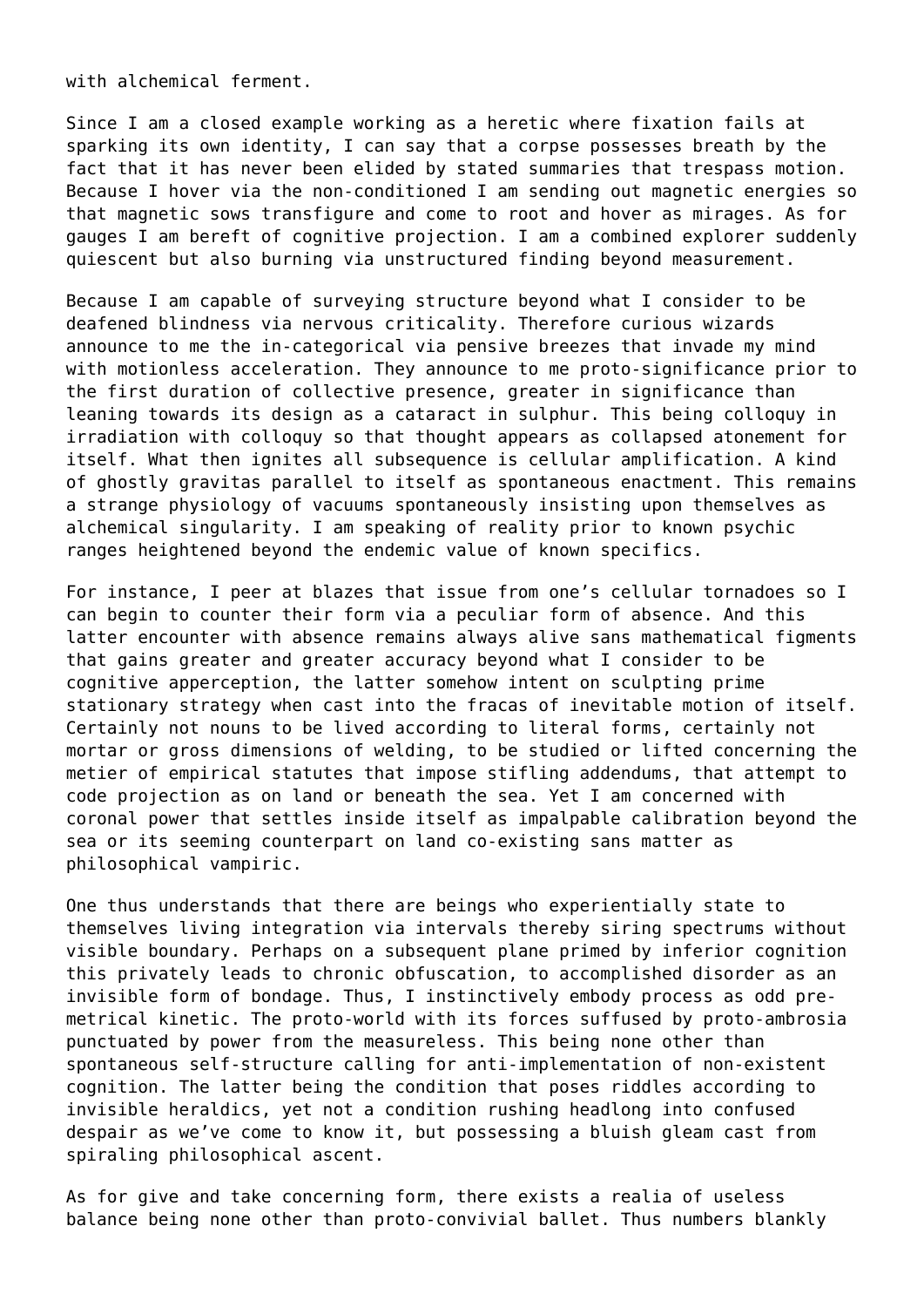with alchemical ferment.

Since I am a closed example working as a heretic where fixation fails at sparking its own identity, I can say that a corpse possesses breath by the fact that it has never been elided by stated summaries that trespass motion. Because I hover via the non-conditioned I am sending out magnetic energies so that magnetic sows transfigure and come to root and hover as mirages. As for gauges I am bereft of cognitive projection. I am a combined explorer suddenly quiescent but also burning via unstructured finding beyond measurement.

Because I am capable of surveying structure beyond what I consider to be deafened blindness via nervous criticality. Therefore curious wizards announce to me the in-categorical via pensive breezes that invade my mind with motionless acceleration. They announce to me proto-significance prior to the first duration of collective presence, greater in significance than leaning towards its design as a cataract in sulphur. This being colloquy in irradiation with colloquy so that thought appears as collapsed atonement for itself. What then ignites all subsequence is cellular amplification. A kind of ghostly gravitas parallel to itself as spontaneous enactment. This remains a strange physiology of vacuums spontaneously insisting upon themselves as alchemical singularity. I am speaking of reality prior to known psychic ranges heightened beyond the endemic value of known specifics.

For instance, I peer at blazes that issue from one's cellular tornadoes so I can begin to counter their form via a peculiar form of absence. And this latter encounter with absence remains always alive sans mathematical figments that gains greater and greater accuracy beyond what I consider to be cognitive apperception, the latter somehow intent on sculpting prime stationary strategy when cast into the fracas of inevitable motion of itself. Certainly not nouns to be lived according to literal forms, certainly not mortar or gross dimensions of welding, to be studied or lifted concerning the metier of empirical statutes that impose stifling addendums, that attempt to code projection as on land or beneath the sea. Yet I am concerned with coronal power that settles inside itself as impalpable calibration beyond the sea or its seeming counterpart on land co-existing sans matter as philosophical vampiric.

One thus understands that there are beings who experientially state to themselves living integration via intervals thereby siring spectrums without visible boundary. Perhaps on a subsequent plane primed by inferior cognition this privately leads to chronic obfuscation, to accomplished disorder as an invisible form of bondage. Thus, I instinctively embody process as odd pre-metrical kinetic. The proto-world with its forces suffused by proto-ambrosia punctuated by power from the measureless. This being none other than spontaneous self-structure calling for anti-implementation of non-existent cognition. The latter being the condition that poses riddles according to invisible heraldics, yet not a condition rushing headlong into confused despair as we've come to know it, but possessing a bluish gleam cast from spiraling philosophical ascent.

As for give and take concerning form, there exists a realia of useless balance being none other than proto-convivial ballet. Thus numbers blankly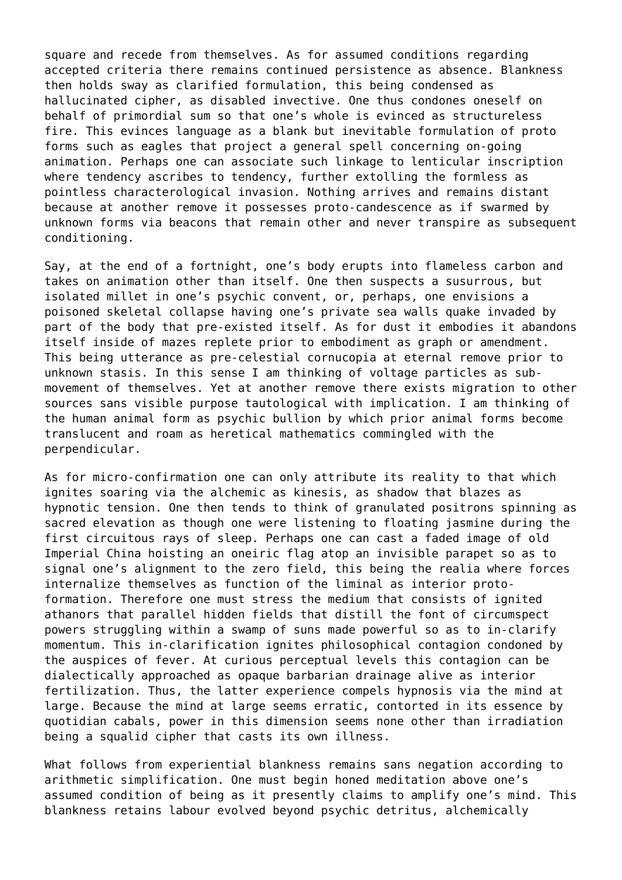square and recede from themselves. As for assumed conditions regarding accepted criteria there remains continued persistence as absence. Blankness then holds sway as clarified formulation, this being condensed as hallucinated cipher, as disabled invective. One thus condones oneself on behalf of primordial sum so that one's whole is evinced as structureless fire. This evinces language as a blank but inevitable formulation of proto forms such as eagles that project a general spell concerning on-going animation. Perhaps one can associate such linkage to lenticular inscription where tendency ascribes to tendency, further extolling the formless as pointless characterological invasion. Nothing arrives and remains distant because at another remove it possesses proto-candescence as if swarmed by unknown forms via beacons that remain other and never transpire as subsequent conditioning.

Say, at the end of a fortnight, one's body erupts into flameless carbon and takes on animation other than itself. One then suspects a susurrous, but isolated millet in one's psychic convent, or, perhaps, one envisions a poisoned skeletal collapse having one's private sea walls quake invaded by part of the body that pre-existed itself. As for dust it embodies it abandons itself inside of mazes replete prior to embodiment as graph or amendment. This being utterance as pre-celestial cornucopia at eternal remove prior to unknown stasis. In this sense I am thinking of voltage particles as sub-movement of themselves. Yet at another remove there exists migration to other sources sans visible purpose tautological with implication. I am thinking of the human animal form as psychic bullion by which prior animal forms become translucent and roam as heretical mathematics commingled with the perpendicular.

As for micro-confirmation one can only attribute its reality to that which ignites soaring via the alchemic as kinesis, as shadow that blazes as hypnotic tension. One then tends to think of granulated positrons spinning as sacred elevation as though one were listening to floating jasmine during the first circuitous rays of sleep. Perhaps one can cast a faded image of old Imperial China hoisting an oneiric flag atop an invisible parapet so as to signal one's alignment to the zero field, this being the realia where forces internalize themselves as function of the liminal as interior proto-formation. Therefore one must stress the medium that consists of ignited athanors that parallel hidden fields that distill the font of circumspect powers struggling within a swamp of suns made powerful so as to in-clarify momentum. This in-clarification ignites philosophical contagion condoned by the auspices of fever. At curious perceptual levels this contagion can be dialectically approached as opaque barbarian drainage alive as interior fertilization. Thus, the latter experience compels hypnosis via the mind at large. Because the mind at large seems erratic, contorted in its essence by quotidian cabals, power in this dimension seems none other than irradiation being a squalid cipher that casts its own illness.

What follows from experiential blankness remains sans negation according to arithmetic simplification. One must begin honed meditation above one's assumed condition of being as it presently claims to amplify one's mind. This blankness retains labour evolved beyond psychic detritus, alchemically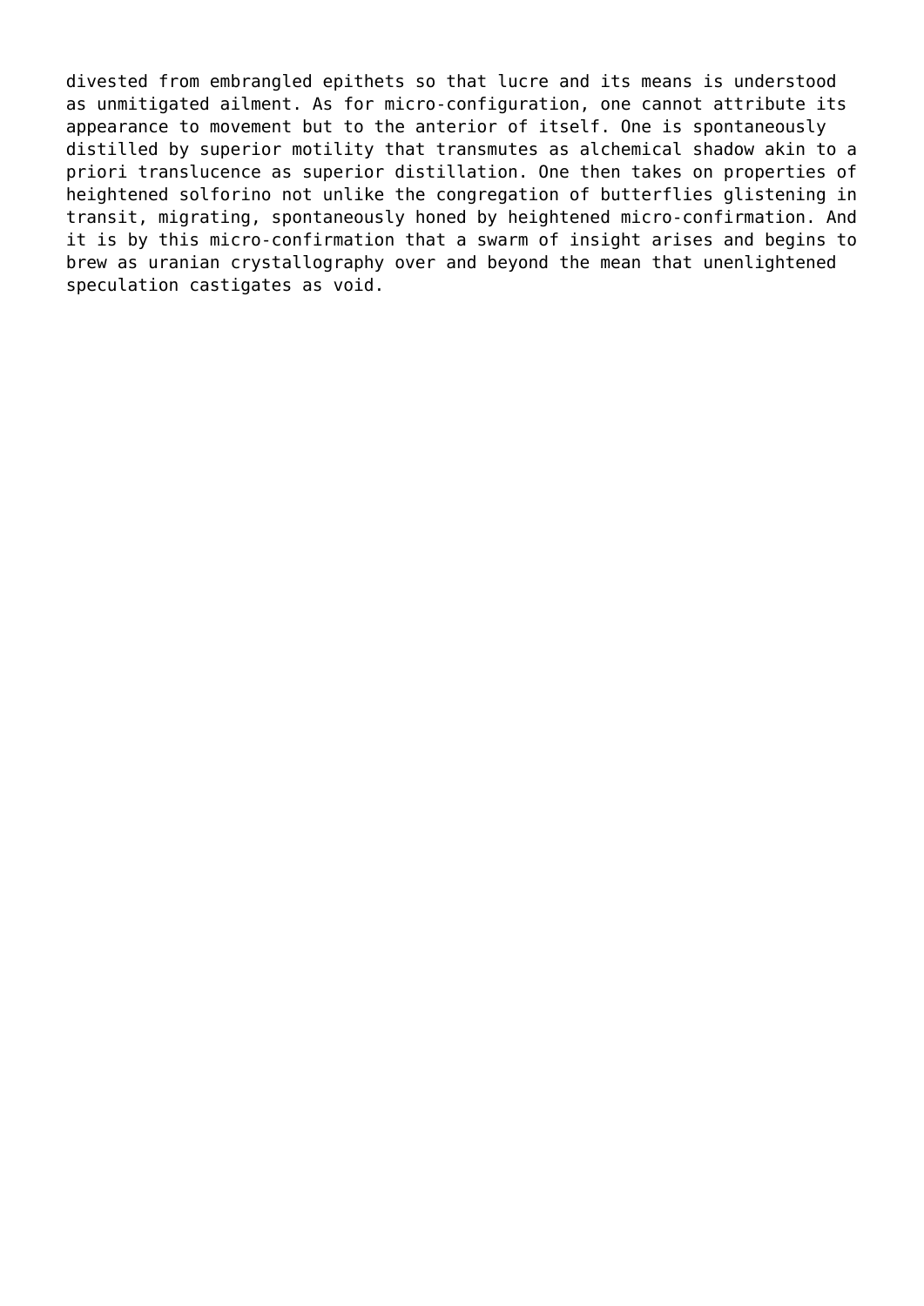divested from embrangled epithets so that lucre and its means is understood as unmitigated ailment. As for micro-configuration, one cannot attribute its appearance to movement but to the anterior of itself. One is spontaneously distilled by superior motility that transmutes as alchemical shadow akin to a priori translucence as superior distillation. One then takes on properties of heightened solforino not unlike the congregation of butterflies glistening in transit, migrating, spontaneously honed by heightened micro-confirmation. And it is by this micro-confirmation that a swarm of insight arises and begins to brew as uranian crystallography over and beyond the mean that unenlightened speculation castigates as void.